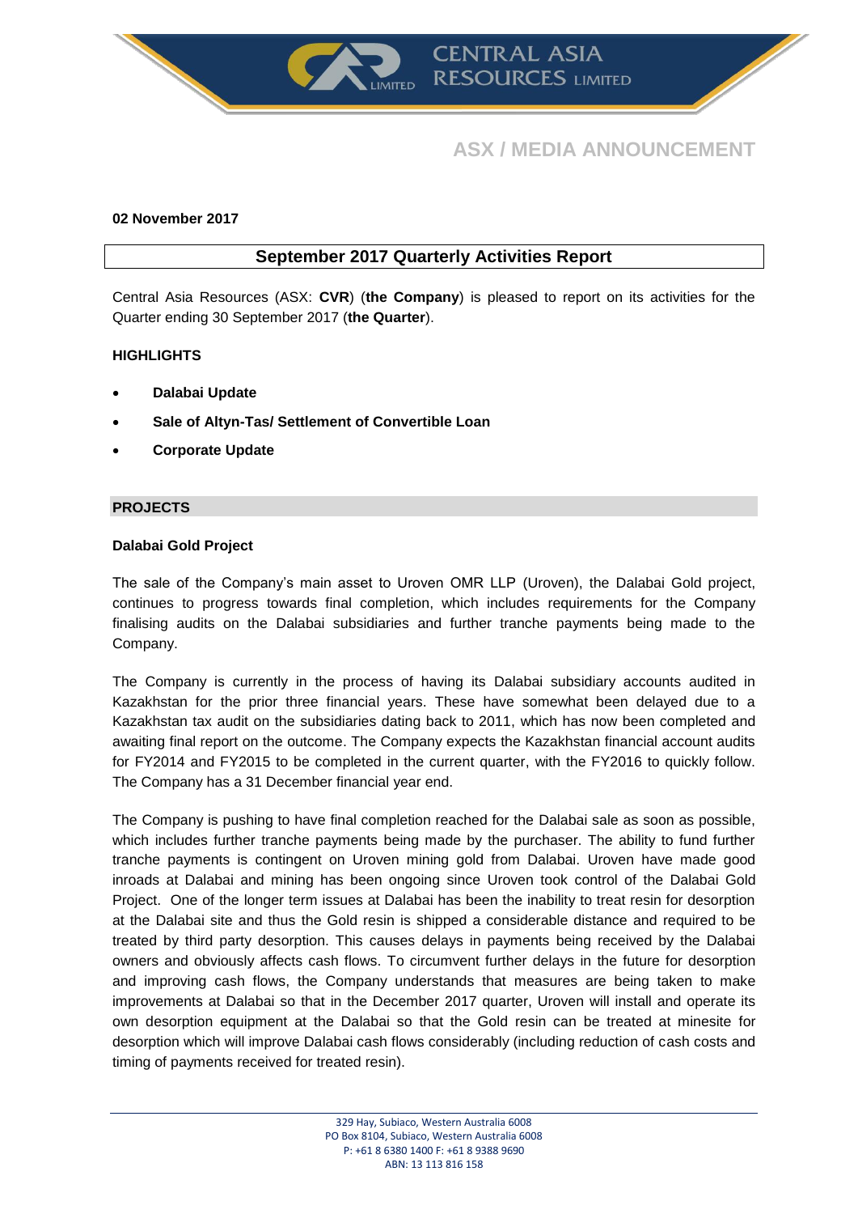# ASX / MEDIA ANNOUNCEMENT

**02 November 2017**

## September 2017 Quarterly Activities Report

Central Asia Resources (ASX: **CVR**) (**the Company**) is pleased to report on its activities for the Quarter ending 30 September 2017 (**the Quarter**).

### HIGHLIGHTS

- **Dalabai Update**
- **Sale of Altyn-Tas/ Settlement of Convertible Loan**
- **Corporate Update**

### PROJECTS

#### Dalabai Gold Project

The sale of the Company's main asset to Uroven OMR LLP (Uroven), the Dalabai Gold project, continues to progress towards final completion, which includes requirements for the Company finalising audits on the Dalabai subsidiaries and further tranche payments being made to the Company.

The Company is currently in the process of having its Dalabai subsidiary accounts audited in Kazakhstan for the prior three financial years. These have somewhat been delayed due to a Kazakhstan tax audit on the subsidiaries dating back to 2011, which has now been completed and awaiting final report on the outcome. The Company expects the Kazakhstan financial account audits for FY2014 and FY2015 to be completed in the current quarter, with the FY2016 to quickly follow. The Company has a 31 December financial year end.

The Company is pushing to have final completion reached for the Dalabai sale as soon as possible, which includes further tranche payments being made by the purchaser. The ability to fund further tranche payments is contingent on Uroven mining gold from Dalabai. Uroven have made good inroads at Dalabai and mining has been ongoing since Uroven took control of the Dalabai Gold Project. One of the longer term issues at Dalabai has been the inability to treat resin for desorption at the Dalabai site and thus the Gold resin is shipped a considerable distance and required to be treated by third party desorption. This causes delays in payments being received by the Dalabai owners and obviously affects cash flows. To circumvent further delays in the future for desorption and improving cash flows, the Company understands that measures are being taken to make improvements at Dalabai so that in the December 2017 quarter, Uroven will install and operate its own desorption equipment at the Dalabai so that the Gold resin can be treated at minesite for desorption which will improve Dalabai cash flows considerably (including reduction of cash costs and timing of payments received for treated resin).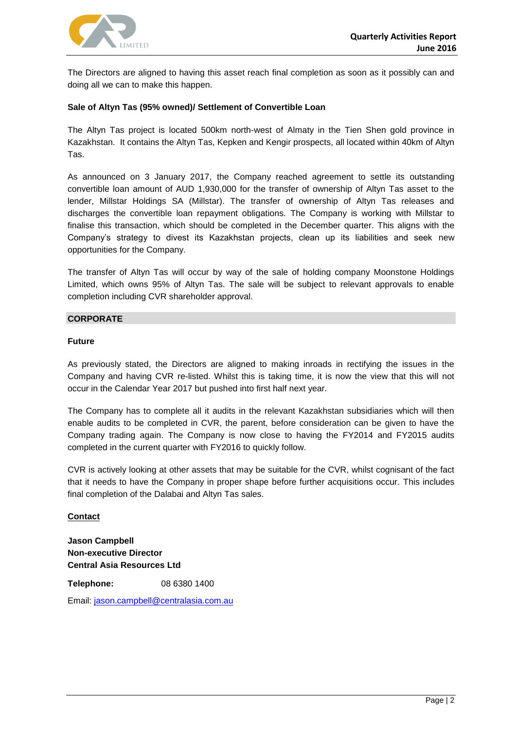The Directors are aligned to having this asset reach final completion as soon as it possibly can and doing all we can to make this happen.

**Sale of Altyn Tas (95% owned)/ Settlement of Convertible Loan**

The Altyn Tas project is located 500km north-west of Almaty in the Tien Shen gold province in Kazakhstan. It contains the Altyn Tas, Kepken and Kengir prospects, all located within 40km of Altyn Tas.

As announced on 3 January 2017, the Company reached agreement to settle its outstanding convertible loan amount of AUD 1,930,000 for the transfer of ownership of Altyn Tas asset to the lender, Millstar Holdings SA (Millstar). The transfer of ownership of Altyn Tas releases and discharges the convertible loan repayment obligations. The Company is working with Millstar to finalise this transaction, which should be completed in the December quarter. This aligns with the Company's strategy to divest its Kazakhstan projects, clean up its liabilities and seek new opportunities for the Company.

The transfer of Altyn Tas will occur by way of the sale of holding company Moonstone Holdings Limited, which owns 95% of Altyn Tas. The sale will be subject to relevant approvals to enable completion including CVR shareholder approval.

## CORPORATE

**Future**

As previously stated, the Directors are aligned to making inroads in rectifying the issues in the Company and having CVR re-listed. Whilst this is taking time, it is now the view that this will not occur in the Calendar Year 2017 but pushed into first half next year.

The Company has to complete all it audits in the relevant Kazakhstan subsidiaries which will then enable audits to be completed in CVR, the parent, before consideration can be given to have the Company trading again. The Company is now close to having the FY2014 and FY2015 audits completed in the current quarter with FY2016 to quickly follow.

CVR is actively looking at other assets that may be suitable for the CVR, whilst cognisant of the fact that it needs to have the Company in proper shape before further acquisitions occur. This includes final completion of the Dalabai and Altyn Tas sales.

**Contact**

**Jason Campbell**
**Non-executive Director**
**Central Asia Resources Ltd**

**Telephone:** 08 6380 1400

Email: jason.campbell@centralasia.com.au